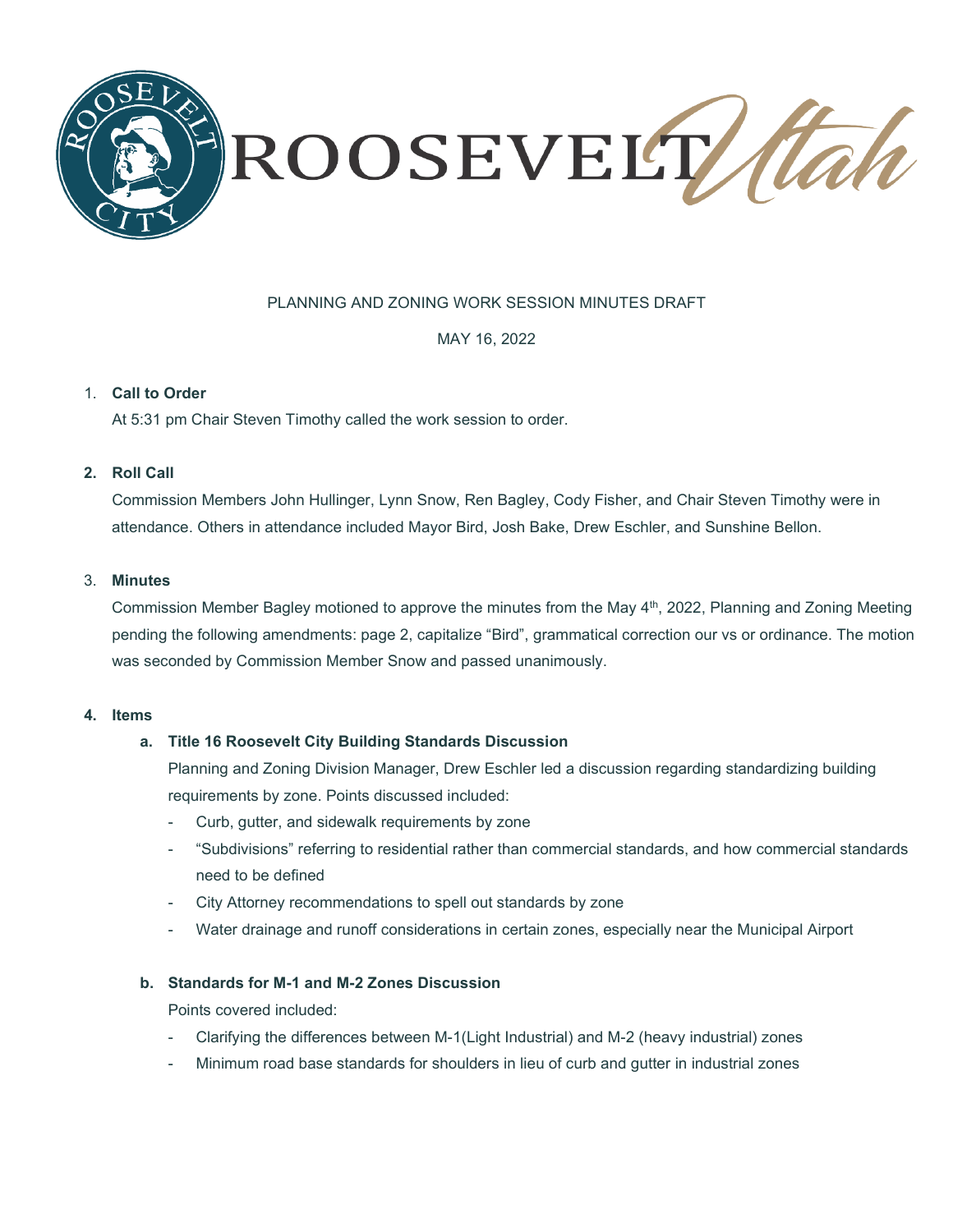ROOSEVELT Utah

PLANNING AND ZONING WORK SESSION MINUTES DRAFT

MAY 16, 2022

1. **Call to Order**

   At 5:31 pm Chair Steven Timothy called the work session to order.

2. **Roll Call**

   Commission Members John Hullinger, Lynn Snow, Ren Bagley, Cody Fisher, and Chair Steven Timothy were in attendance. Others in attendance included Mayor Bird, Josh Bake, Drew Eschler, and Sunshine Bellon.

3. **Minutes**

   Commission Member Bagley motioned to approve the minutes from the May 4th, 2022, Planning and Zoning Meeting pending the following amendments: page 2, capitalize "Bird", grammatical correction our vs or ordinance. The motion was seconded by Commission Member Snow and passed unanimously.

4. **Items**

   a. **Title 16 Roosevelt City Building Standards Discussion**

      Planning and Zoning Division Manager, Drew Eschler led a discussion regarding standardizing building requirements by zone. Points discussed included:

      - Curb, gutter, and sidewalk requirements by zone
      - "Subdivisions" referring to residential rather than commercial standards, and how commercial standards need to be defined
      - City Attorney recommendations to spell out standards by zone
      - Water drainage and runoff considerations in certain zones, especially near the Municipal Airport

   b. **Standards for M-1 and M-2 Zones Discussion**

      Points covered included:

      - Clarifying the differences between M-1(Light Industrial) and M-2 (heavy industrial) zones
      - Minimum road base standards for shoulders in lieu of curb and gutter in industrial zones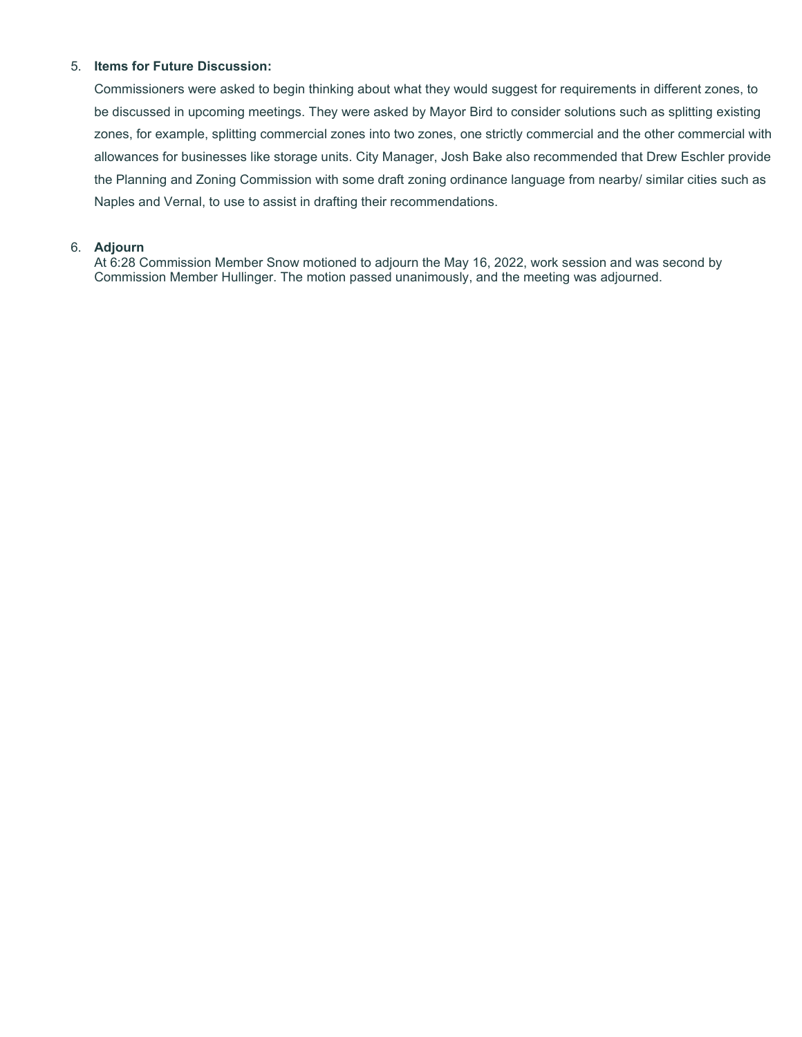5. **Items for Future Discussion:**

   Commissioners were asked to begin thinking about what they would suggest for requirements in different zones, to be discussed in upcoming meetings. They were asked by Mayor Bird to consider solutions such as splitting existing zones, for example, splitting commercial zones into two zones, one strictly commercial and the other commercial with allowances for businesses like storage units. City Manager, Josh Bake also recommended that Drew Eschler provide the Planning and Zoning Commission with some draft zoning ordinance language from nearby/ similar cities such as Naples and Vernal, to use to assist in drafting their recommendations.

6. **Adjourn**

   At 6:28 Commission Member Snow motioned to adjourn the May 16, 2022, work session and was second by Commission Member Hullinger. The motion passed unanimously, and the meeting was adjourned.